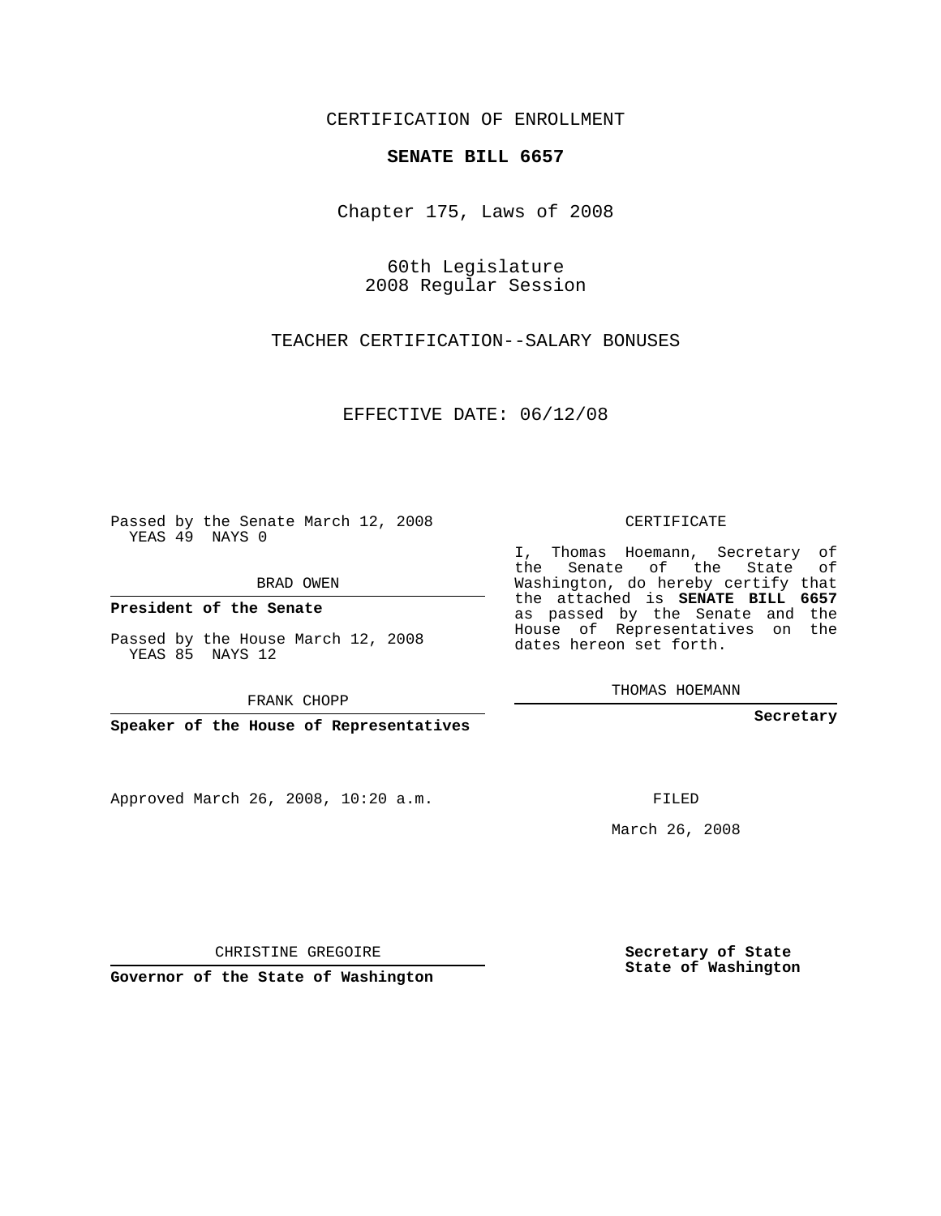CERTIFICATION OF ENROLLMENT

**SENATE BILL 6657**

Chapter 175, Laws of 2008

60th Legislature
2008 Regular Session

TEACHER CERTIFICATION--SALARY BONUSES

EFFECTIVE DATE: 06/12/08

Passed by the Senate March 12, 2008
YEAS 49 NAYS 0

BRAD OWEN

**President of the Senate**

Passed by the House March 12, 2008
YEAS 85 NAYS 12

FRANK CHOPP

**Speaker of the House of Representatives**

Approved March 26, 2008, 10:20 a.m.

CHRISTINE GREGOIRE

**Governor of the State of Washington**

CERTIFICATE

I, Thomas Hoemann, Secretary of the Senate of the State of Washington, do hereby certify that the attached is **SENATE BILL 6657** as passed by the Senate and the House of Representatives on the dates hereon set forth.

THOMAS HOEMANN

**Secretary**

FILED

March 26, 2008

**Secretary of State**
**State of Washington**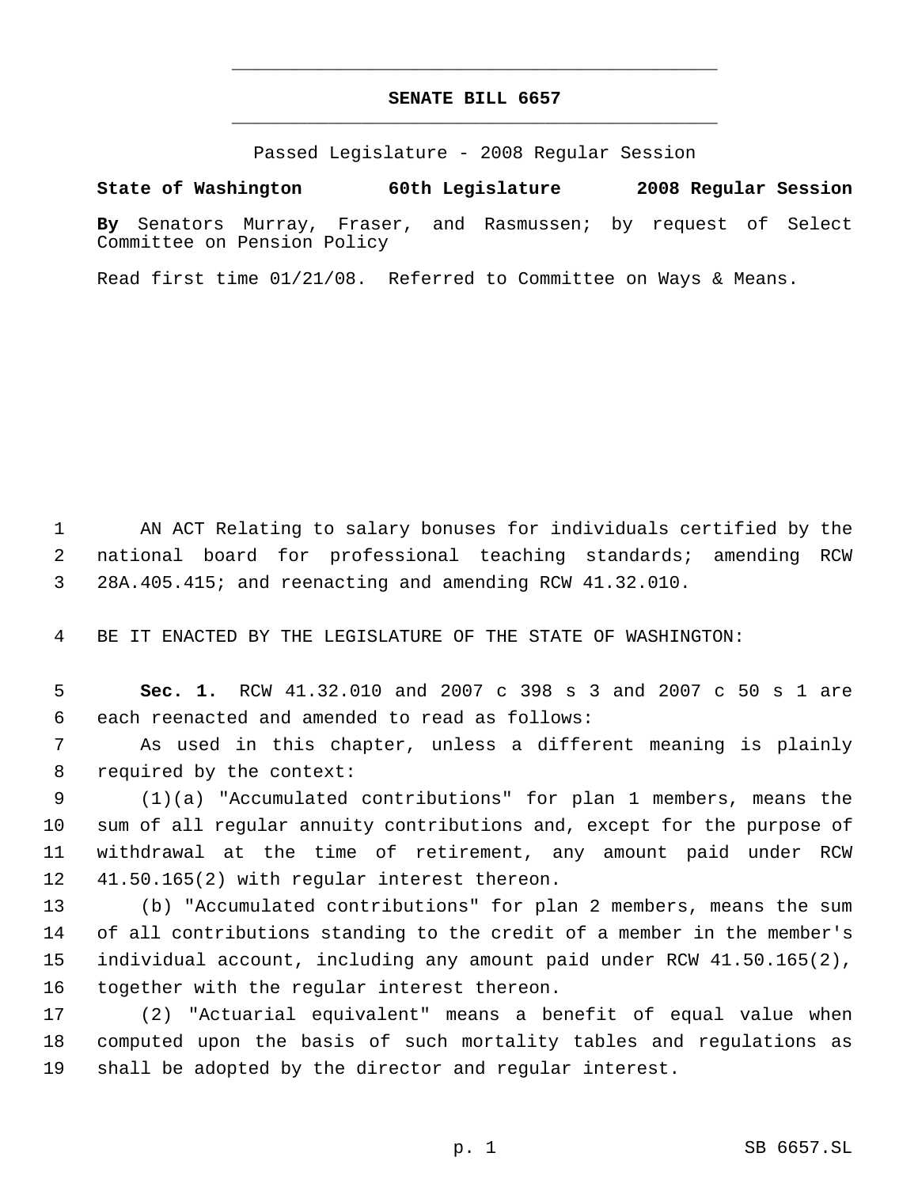# SENATE BILL 6657

Passed Legislature - 2008 Regular Session

**State of Washington 60th Legislature 2008 Regular Session**

**By** Senators Murray, Fraser, and Rasmussen; by request of Select Committee on Pension Policy

Read first time 01/21/08. Referred to Committee on Ways & Means.

AN ACT Relating to salary bonuses for individuals certified by the national board for professional teaching standards; amending RCW 28A.405.415; and reenacting and amending RCW 41.32.010.

BE IT ENACTED BY THE LEGISLATURE OF THE STATE OF WASHINGTON:

**Sec. 1.** RCW 41.32.010 and 2007 c 398 s 3 and 2007 c 50 s 1 are each reenacted and amended to read as follows:

As used in this chapter, unless a different meaning is plainly required by the context:

(1)(a) "Accumulated contributions" for plan 1 members, means the sum of all regular annuity contributions and, except for the purpose of withdrawal at the time of retirement, any amount paid under RCW 41.50.165(2) with regular interest thereon.

(b) "Accumulated contributions" for plan 2 members, means the sum of all contributions standing to the credit of a member in the member's individual account, including any amount paid under RCW 41.50.165(2), together with the regular interest thereon.

(2) "Actuarial equivalent" means a benefit of equal value when computed upon the basis of such mortality tables and regulations as shall be adopted by the director and regular interest.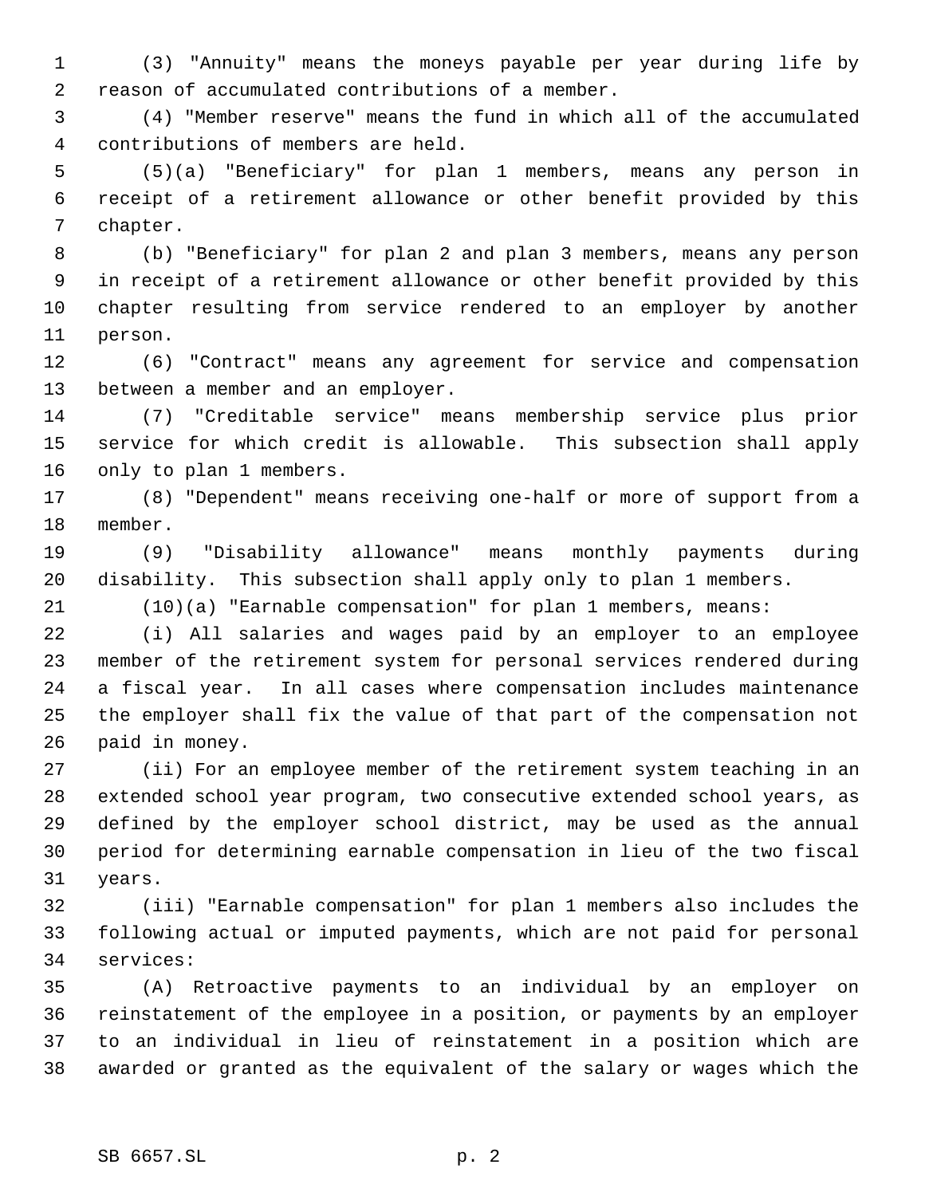(3) "Annuity" means the moneys payable per year during life by reason of accumulated contributions of a member.

(4) "Member reserve" means the fund in which all of the accumulated contributions of members are held.

(5)(a) "Beneficiary" for plan 1 members, means any person in receipt of a retirement allowance or other benefit provided by this chapter.

(b) "Beneficiary" for plan 2 and plan 3 members, means any person in receipt of a retirement allowance or other benefit provided by this chapter resulting from service rendered to an employer by another person.

(6) "Contract" means any agreement for service and compensation between a member and an employer.

(7) "Creditable service" means membership service plus prior service for which credit is allowable. This subsection shall apply only to plan 1 members.

(8) "Dependent" means receiving one-half or more of support from a member.

(9) "Disability allowance" means monthly payments during disability. This subsection shall apply only to plan 1 members.

(10)(a) "Earnable compensation" for plan 1 members, means:

(i) All salaries and wages paid by an employer to an employee member of the retirement system for personal services rendered during a fiscal year. In all cases where compensation includes maintenance the employer shall fix the value of that part of the compensation not paid in money.

(ii) For an employee member of the retirement system teaching in an extended school year program, two consecutive extended school years, as defined by the employer school district, may be used as the annual period for determining earnable compensation in lieu of the two fiscal years.

(iii) "Earnable compensation" for plan 1 members also includes the following actual or imputed payments, which are not paid for personal services:

(A) Retroactive payments to an individual by an employer on reinstatement of the employee in a position, or payments by an employer to an individual in lieu of reinstatement in a position which are awarded or granted as the equivalent of the salary or wages which the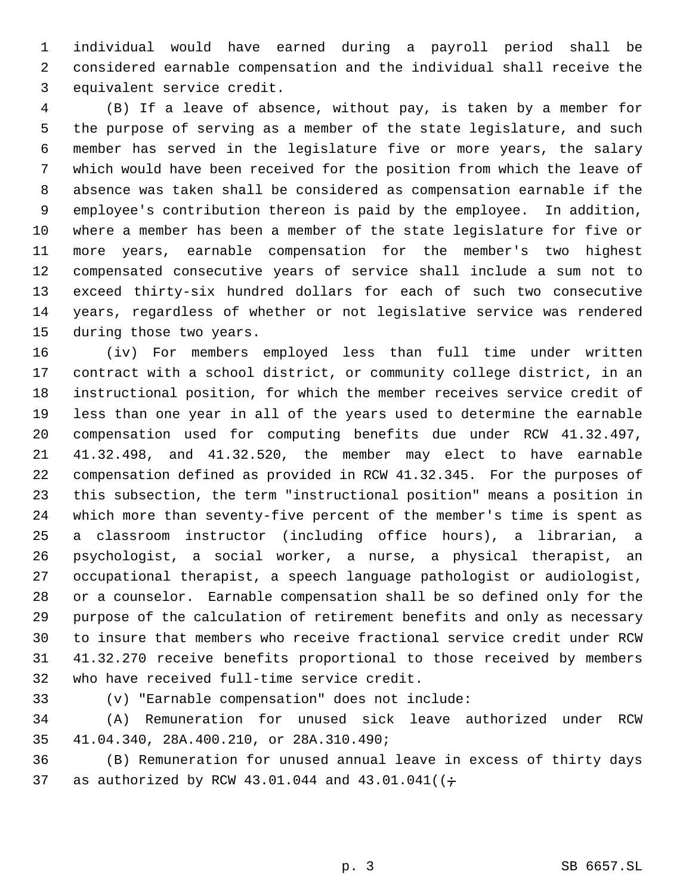individual would have earned during a payroll period shall be considered earnable compensation and the individual shall receive the equivalent service credit.

(B) If a leave of absence, without pay, is taken by a member for the purpose of serving as a member of the state legislature, and such member has served in the legislature five or more years, the salary which would have been received for the position from which the leave of absence was taken shall be considered as compensation earnable if the employee's contribution thereon is paid by the employee. In addition, where a member has been a member of the state legislature for five or more years, earnable compensation for the member's two highest compensated consecutive years of service shall include a sum not to exceed thirty-six hundred dollars for each of such two consecutive years, regardless of whether or not legislative service was rendered during those two years.

(iv) For members employed less than full time under written contract with a school district, or community college district, in an instructional position, for which the member receives service credit of less than one year in all of the years used to determine the earnable compensation used for computing benefits due under RCW 41.32.497, 41.32.498, and 41.32.520, the member may elect to have earnable compensation defined as provided in RCW 41.32.345. For the purposes of this subsection, the term "instructional position" means a position in which more than seventy-five percent of the member's time is spent as a classroom instructor (including office hours), a librarian, a psychologist, a social worker, a nurse, a physical therapist, an occupational therapist, a speech language pathologist or audiologist, or a counselor. Earnable compensation shall be so defined only for the purpose of the calculation of retirement benefits and only as necessary to insure that members who receive fractional service credit under RCW 41.32.270 receive benefits proportional to those received by members who have received full-time service credit.

(v) "Earnable compensation" does not include:

(A) Remuneration for unused sick leave authorized under RCW 41.04.340, 28A.400.210, or 28A.310.490;

(B) Remuneration for unused annual leave in excess of thirty days as authorized by RCW 43.01.044 and 43.01.041((~~;~~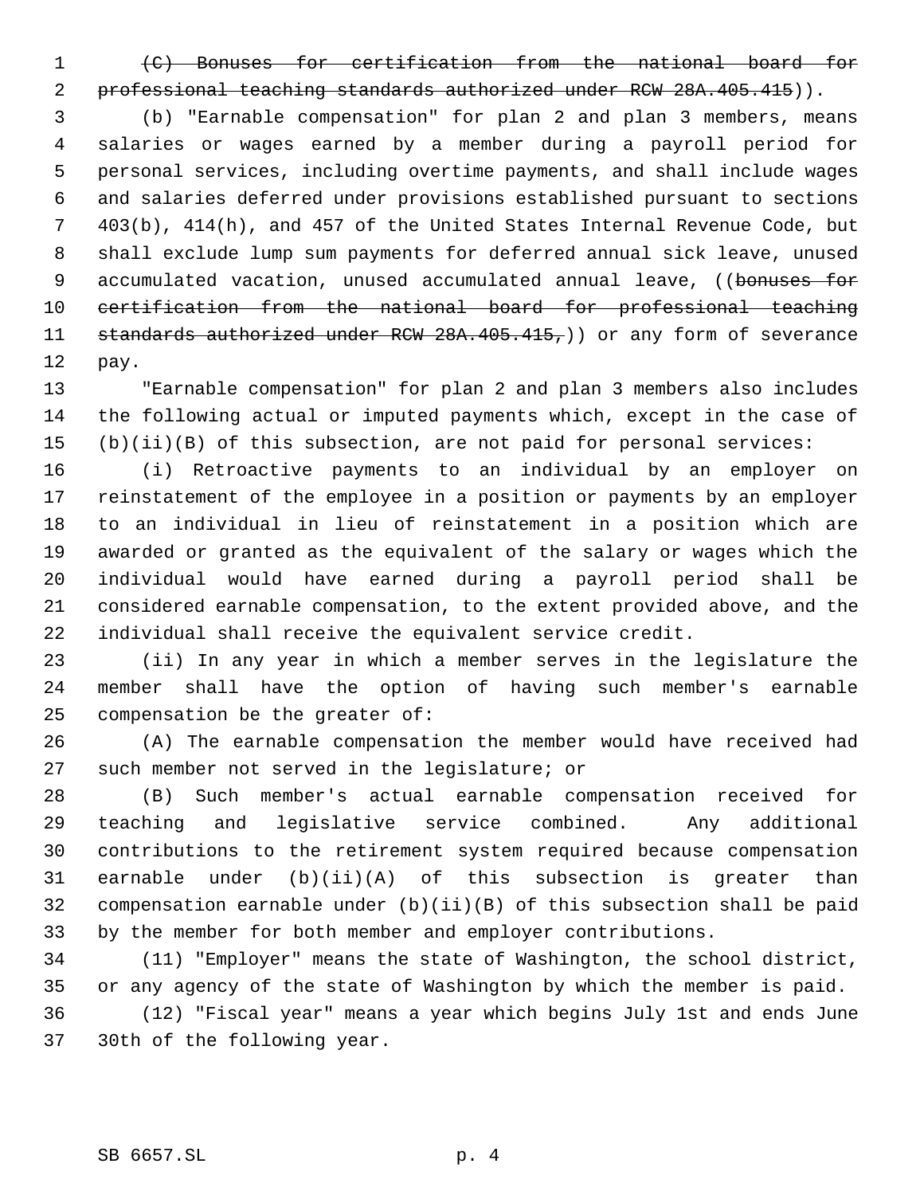~~(C) Bonuses for certification from the national board for professional teaching standards authorized under RCW 28A.405.415~~)).

(b) "Earnable compensation" for plan 2 and plan 3 members, means salaries or wages earned by a member during a payroll period for personal services, including overtime payments, and shall include wages and salaries deferred under provisions established pursuant to sections 403(b), 414(h), and 457 of the United States Internal Revenue Code, but shall exclude lump sum payments for deferred annual sick leave, unused accumulated vacation, unused accumulated annual leave, ((~~bonuses for certification from the national board for professional teaching standards authorized under RCW 28A.405.415,~~)) or any form of severance pay.

"Earnable compensation" for plan 2 and plan 3 members also includes the following actual or imputed payments which, except in the case of (b)(ii)(B) of this subsection, are not paid for personal services:

(i) Retroactive payments to an individual by an employer on reinstatement of the employee in a position or payments by an employer to an individual in lieu of reinstatement in a position which are awarded or granted as the equivalent of the salary or wages which the individual would have earned during a payroll period shall be considered earnable compensation, to the extent provided above, and the individual shall receive the equivalent service credit.

(ii) In any year in which a member serves in the legislature the member shall have the option of having such member's earnable compensation be the greater of:

(A) The earnable compensation the member would have received had such member not served in the legislature; or

(B) Such member's actual earnable compensation received for teaching and legislative service combined. Any additional contributions to the retirement system required because compensation earnable under (b)(ii)(A) of this subsection is greater than compensation earnable under (b)(ii)(B) of this subsection shall be paid by the member for both member and employer contributions.

(11) "Employer" means the state of Washington, the school district, or any agency of the state of Washington by which the member is paid.

(12) "Fiscal year" means a year which begins July 1st and ends June 30th of the following year.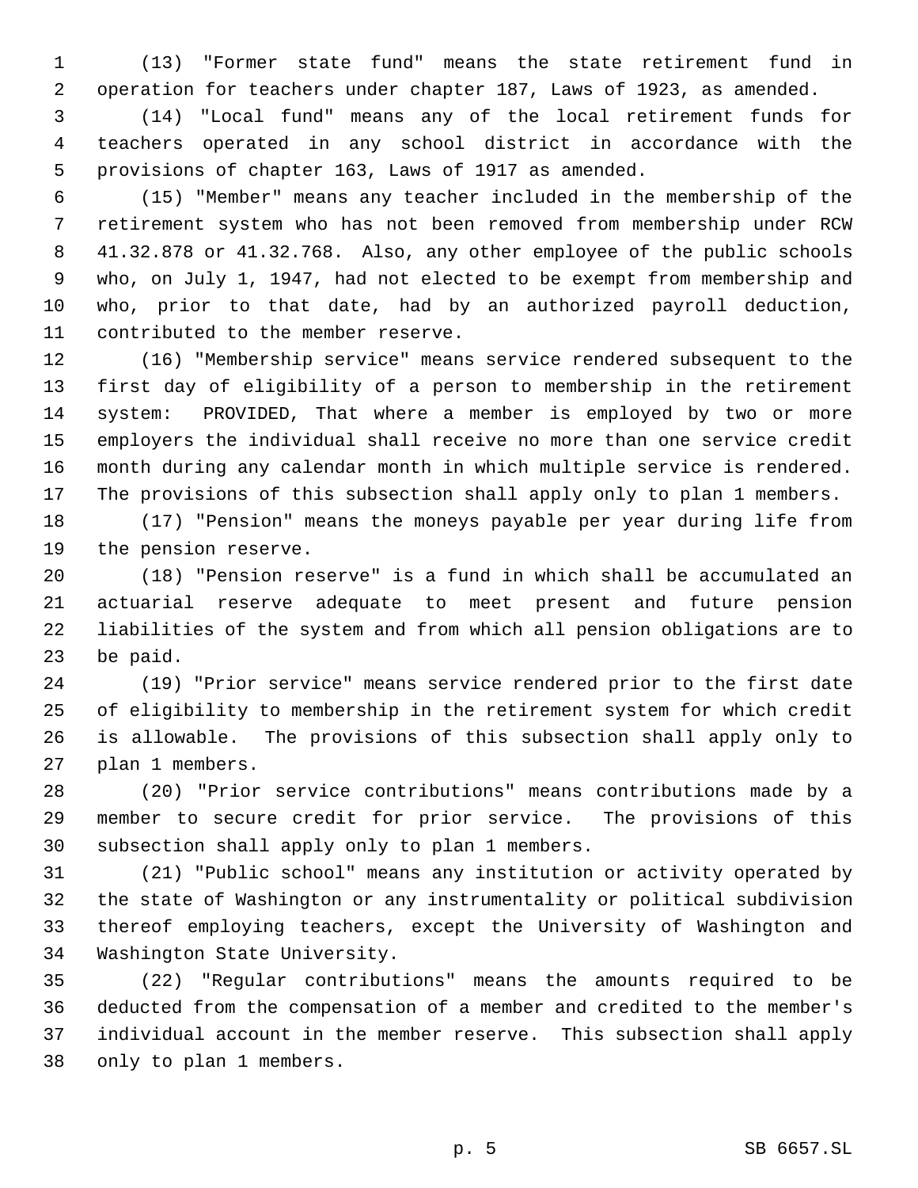(13) "Former state fund" means the state retirement fund in operation for teachers under chapter 187, Laws of 1923, as amended.

(14) "Local fund" means any of the local retirement funds for teachers operated in any school district in accordance with the provisions of chapter 163, Laws of 1917 as amended.

(15) "Member" means any teacher included in the membership of the retirement system who has not been removed from membership under RCW 41.32.878 or 41.32.768. Also, any other employee of the public schools who, on July 1, 1947, had not elected to be exempt from membership and who, prior to that date, had by an authorized payroll deduction, contributed to the member reserve.

(16) "Membership service" means service rendered subsequent to the first day of eligibility of a person to membership in the retirement system: PROVIDED, That where a member is employed by two or more employers the individual shall receive no more than one service credit month during any calendar month in which multiple service is rendered. The provisions of this subsection shall apply only to plan 1 members.

(17) "Pension" means the moneys payable per year during life from the pension reserve.

(18) "Pension reserve" is a fund in which shall be accumulated an actuarial reserve adequate to meet present and future pension liabilities of the system and from which all pension obligations are to be paid.

(19) "Prior service" means service rendered prior to the first date of eligibility to membership in the retirement system for which credit is allowable. The provisions of this subsection shall apply only to plan 1 members.

(20) "Prior service contributions" means contributions made by a member to secure credit for prior service. The provisions of this subsection shall apply only to plan 1 members.

(21) "Public school" means any institution or activity operated by the state of Washington or any instrumentality or political subdivision thereof employing teachers, except the University of Washington and Washington State University.

(22) "Regular contributions" means the amounts required to be deducted from the compensation of a member and credited to the member's individual account in the member reserve. This subsection shall apply only to plan 1 members.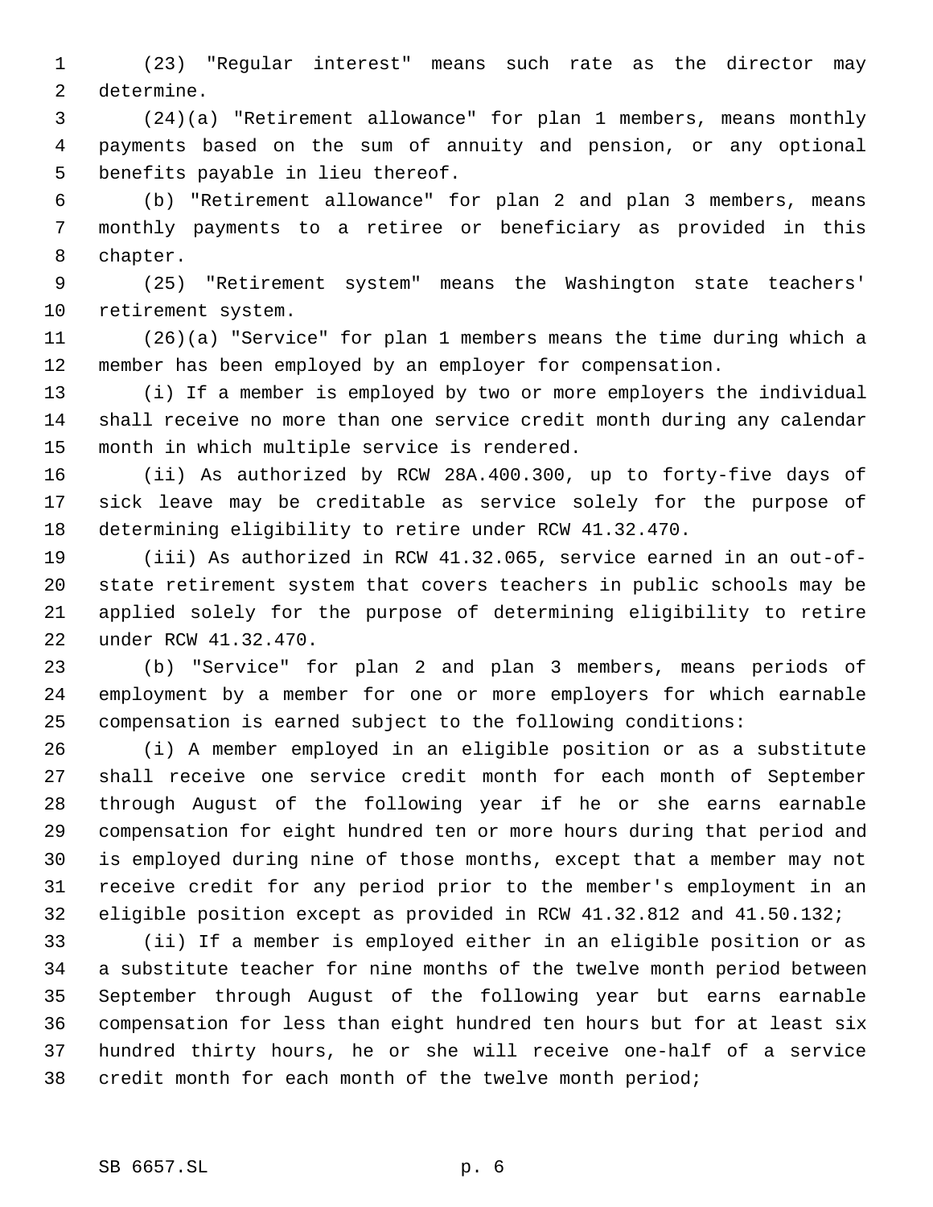(23) "Regular interest" means such rate as the director may determine.

(24)(a) "Retirement allowance" for plan 1 members, means monthly payments based on the sum of annuity and pension, or any optional benefits payable in lieu thereof.

(b) "Retirement allowance" for plan 2 and plan 3 members, means monthly payments to a retiree or beneficiary as provided in this chapter.

(25) "Retirement system" means the Washington state teachers' retirement system.

(26)(a) "Service" for plan 1 members means the time during which a member has been employed by an employer for compensation.

(i) If a member is employed by two or more employers the individual shall receive no more than one service credit month during any calendar month in which multiple service is rendered.

(ii) As authorized by RCW 28A.400.300, up to forty-five days of sick leave may be creditable as service solely for the purpose of determining eligibility to retire under RCW 41.32.470.

(iii) As authorized in RCW 41.32.065, service earned in an out-of-state retirement system that covers teachers in public schools may be applied solely for the purpose of determining eligibility to retire under RCW 41.32.470.

(b) "Service" for plan 2 and plan 3 members, means periods of employment by a member for one or more employers for which earnable compensation is earned subject to the following conditions:

(i) A member employed in an eligible position or as a substitute shall receive one service credit month for each month of September through August of the following year if he or she earns earnable compensation for eight hundred ten or more hours during that period and is employed during nine of those months, except that a member may not receive credit for any period prior to the member's employment in an eligible position except as provided in RCW 41.32.812 and 41.50.132;

(ii) If a member is employed either in an eligible position or as a substitute teacher for nine months of the twelve month period between September through August of the following year but earns earnable compensation for less than eight hundred ten hours but for at least six hundred thirty hours, he or she will receive one-half of a service credit month for each month of the twelve month period;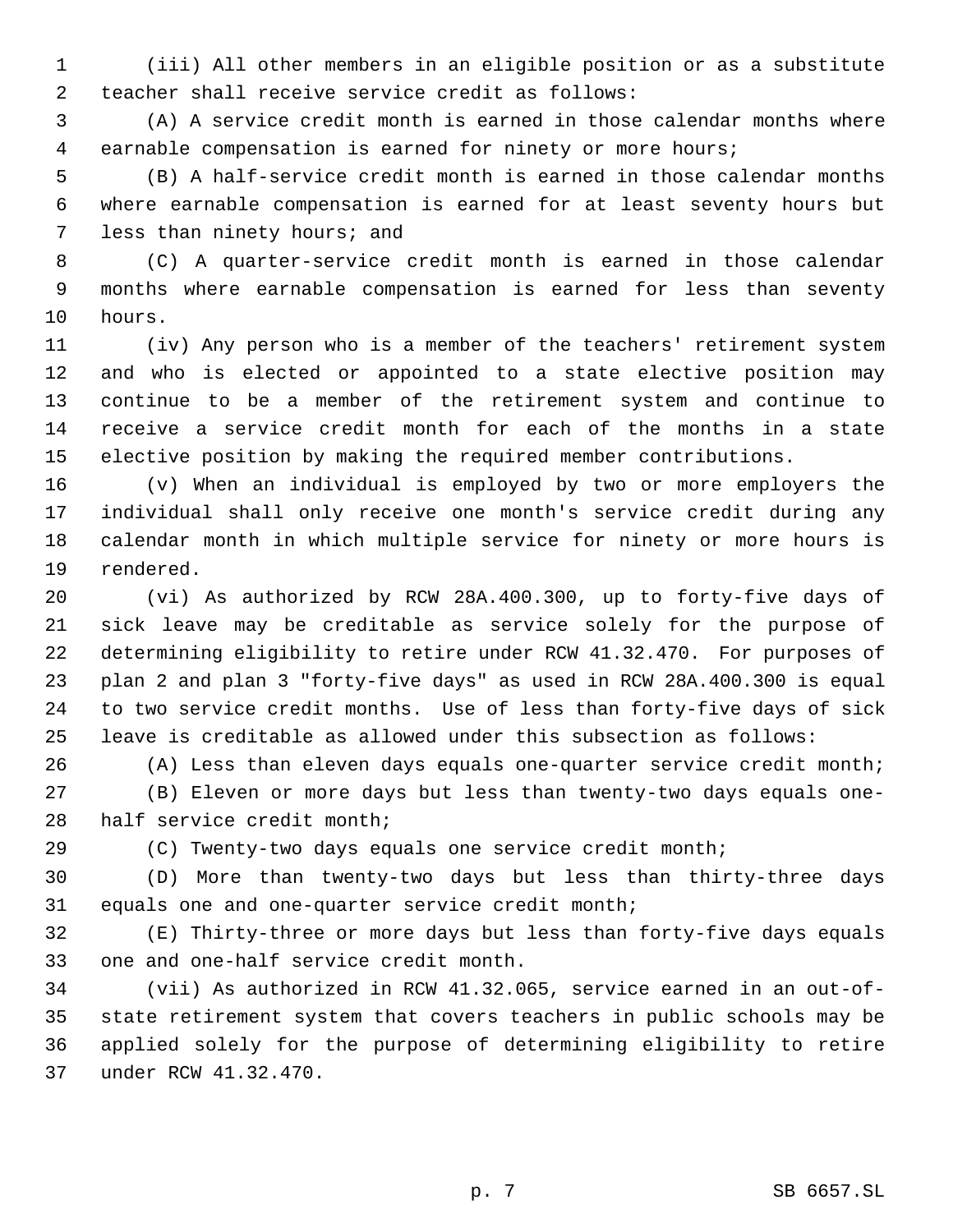(iii) All other members in an eligible position or as a substitute teacher shall receive service credit as follows:

(A) A service credit month is earned in those calendar months where earnable compensation is earned for ninety or more hours;

(B) A half-service credit month is earned in those calendar months where earnable compensation is earned for at least seventy hours but less than ninety hours; and

(C) A quarter-service credit month is earned in those calendar months where earnable compensation is earned for less than seventy hours.

(iv) Any person who is a member of the teachers' retirement system and who is elected or appointed to a state elective position may continue to be a member of the retirement system and continue to receive a service credit month for each of the months in a state elective position by making the required member contributions.

(v) When an individual is employed by two or more employers the individual shall only receive one month's service credit during any calendar month in which multiple service for ninety or more hours is rendered.

(vi) As authorized by RCW 28A.400.300, up to forty-five days of sick leave may be creditable as service solely for the purpose of determining eligibility to retire under RCW 41.32.470. For purposes of plan 2 and plan 3 "forty-five days" as used in RCW 28A.400.300 is equal to two service credit months. Use of less than forty-five days of sick leave is creditable as allowed under this subsection as follows:

(A) Less than eleven days equals one-quarter service credit month;

(B) Eleven or more days but less than twenty-two days equals one-half service credit month;

(C) Twenty-two days equals one service credit month;

(D) More than twenty-two days but less than thirty-three days equals one and one-quarter service credit month;

(E) Thirty-three or more days but less than forty-five days equals one and one-half service credit month.

(vii) As authorized in RCW 41.32.065, service earned in an out-of-state retirement system that covers teachers in public schools may be applied solely for the purpose of determining eligibility to retire under RCW 41.32.470.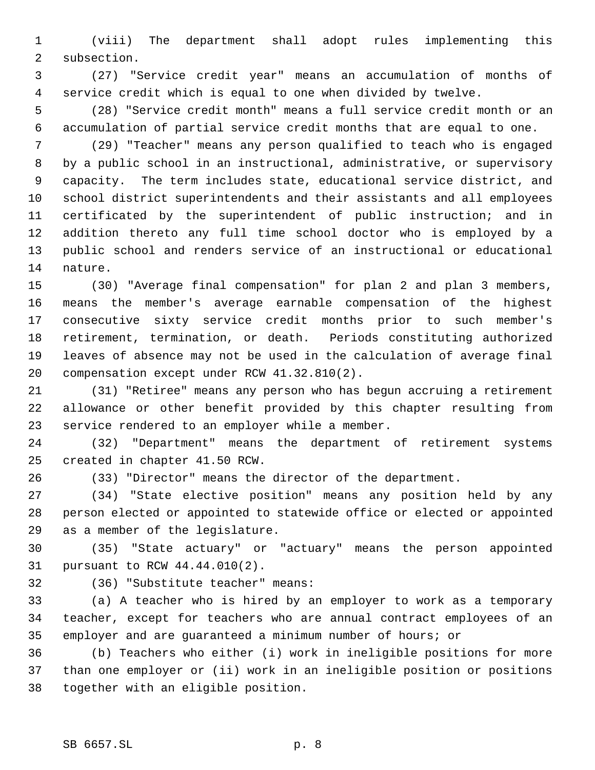(viii) The department shall adopt rules implementing this subsection.

(27) "Service credit year" means an accumulation of months of service credit which is equal to one when divided by twelve.

(28) "Service credit month" means a full service credit month or an accumulation of partial service credit months that are equal to one.

(29) "Teacher" means any person qualified to teach who is engaged by a public school in an instructional, administrative, or supervisory capacity. The term includes state, educational service district, and school district superintendents and their assistants and all employees certificated by the superintendent of public instruction; and in addition thereto any full time school doctor who is employed by a public school and renders service of an instructional or educational nature.

(30) "Average final compensation" for plan 2 and plan 3 members, means the member's average earnable compensation of the highest consecutive sixty service credit months prior to such member's retirement, termination, or death. Periods constituting authorized leaves of absence may not be used in the calculation of average final compensation except under RCW 41.32.810(2).

(31) "Retiree" means any person who has begun accruing a retirement allowance or other benefit provided by this chapter resulting from service rendered to an employer while a member.

(32) "Department" means the department of retirement systems created in chapter 41.50 RCW.

(33) "Director" means the director of the department.

(34) "State elective position" means any position held by any person elected or appointed to statewide office or elected or appointed as a member of the legislature.

(35) "State actuary" or "actuary" means the person appointed pursuant to RCW 44.44.010(2).

(36) "Substitute teacher" means:

(a) A teacher who is hired by an employer to work as a temporary teacher, except for teachers who are annual contract employees of an employer and are guaranteed a minimum number of hours; or

(b) Teachers who either (i) work in ineligible positions for more than one employer or (ii) work in an ineligible position or positions together with an eligible position.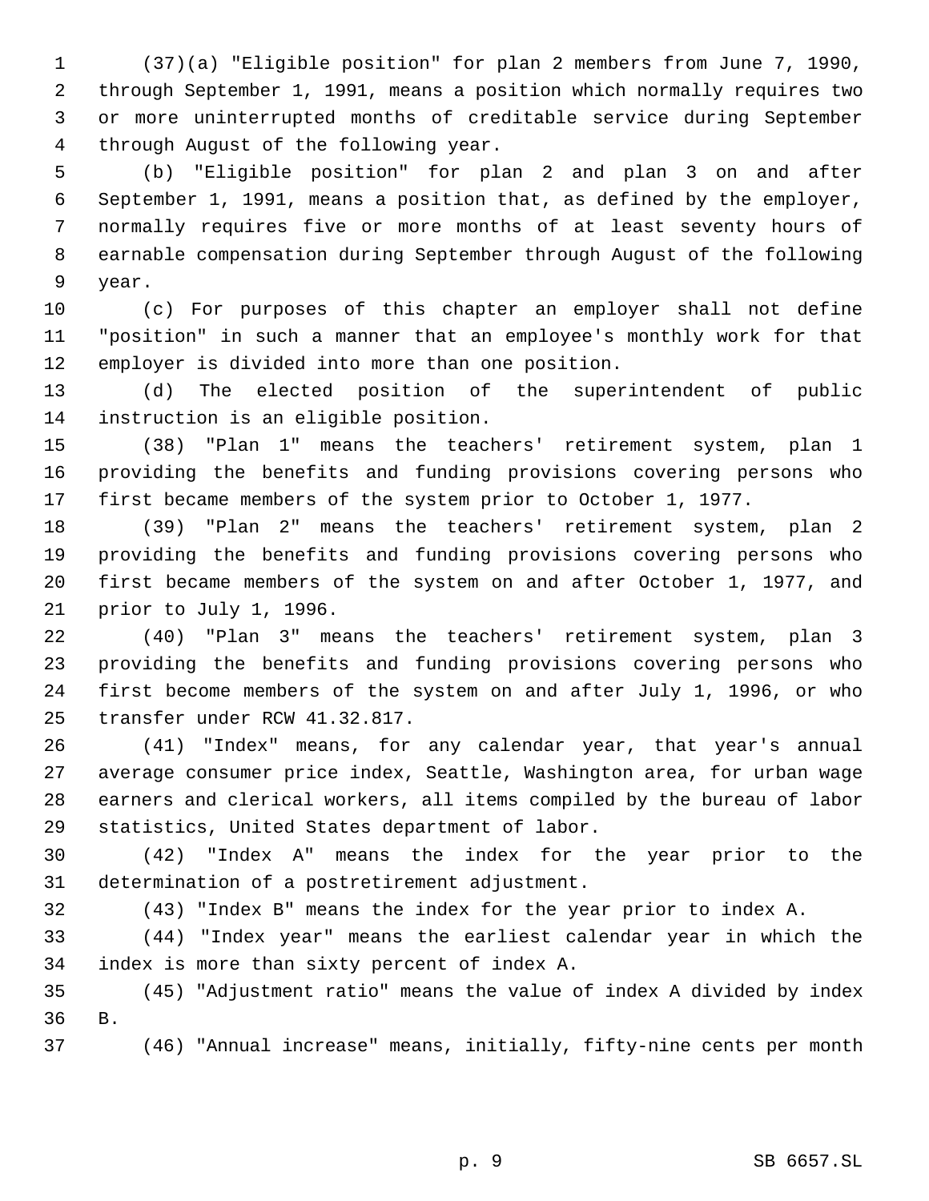(37)(a) "Eligible position" for plan 2 members from June 7, 1990, through September 1, 1991, means a position which normally requires two or more uninterrupted months of creditable service during September through August of the following year.

(b) "Eligible position" for plan 2 and plan 3 on and after September 1, 1991, means a position that, as defined by the employer, normally requires five or more months of at least seventy hours of earnable compensation during September through August of the following year.

(c) For purposes of this chapter an employer shall not define "position" in such a manner that an employee's monthly work for that employer is divided into more than one position.

(d) The elected position of the superintendent of public instruction is an eligible position.

(38) "Plan 1" means the teachers' retirement system, plan 1 providing the benefits and funding provisions covering persons who first became members of the system prior to October 1, 1977.

(39) "Plan 2" means the teachers' retirement system, plan 2 providing the benefits and funding provisions covering persons who first became members of the system on and after October 1, 1977, and prior to July 1, 1996.

(40) "Plan 3" means the teachers' retirement system, plan 3 providing the benefits and funding provisions covering persons who first become members of the system on and after July 1, 1996, or who transfer under RCW 41.32.817.

(41) "Index" means, for any calendar year, that year's annual average consumer price index, Seattle, Washington area, for urban wage earners and clerical workers, all items compiled by the bureau of labor statistics, United States department of labor.

(42) "Index A" means the index for the year prior to the determination of a postretirement adjustment.

(43) "Index B" means the index for the year prior to index A.

(44) "Index year" means the earliest calendar year in which the index is more than sixty percent of index A.

(45) "Adjustment ratio" means the value of index A divided by index B.

(46) "Annual increase" means, initially, fifty-nine cents per month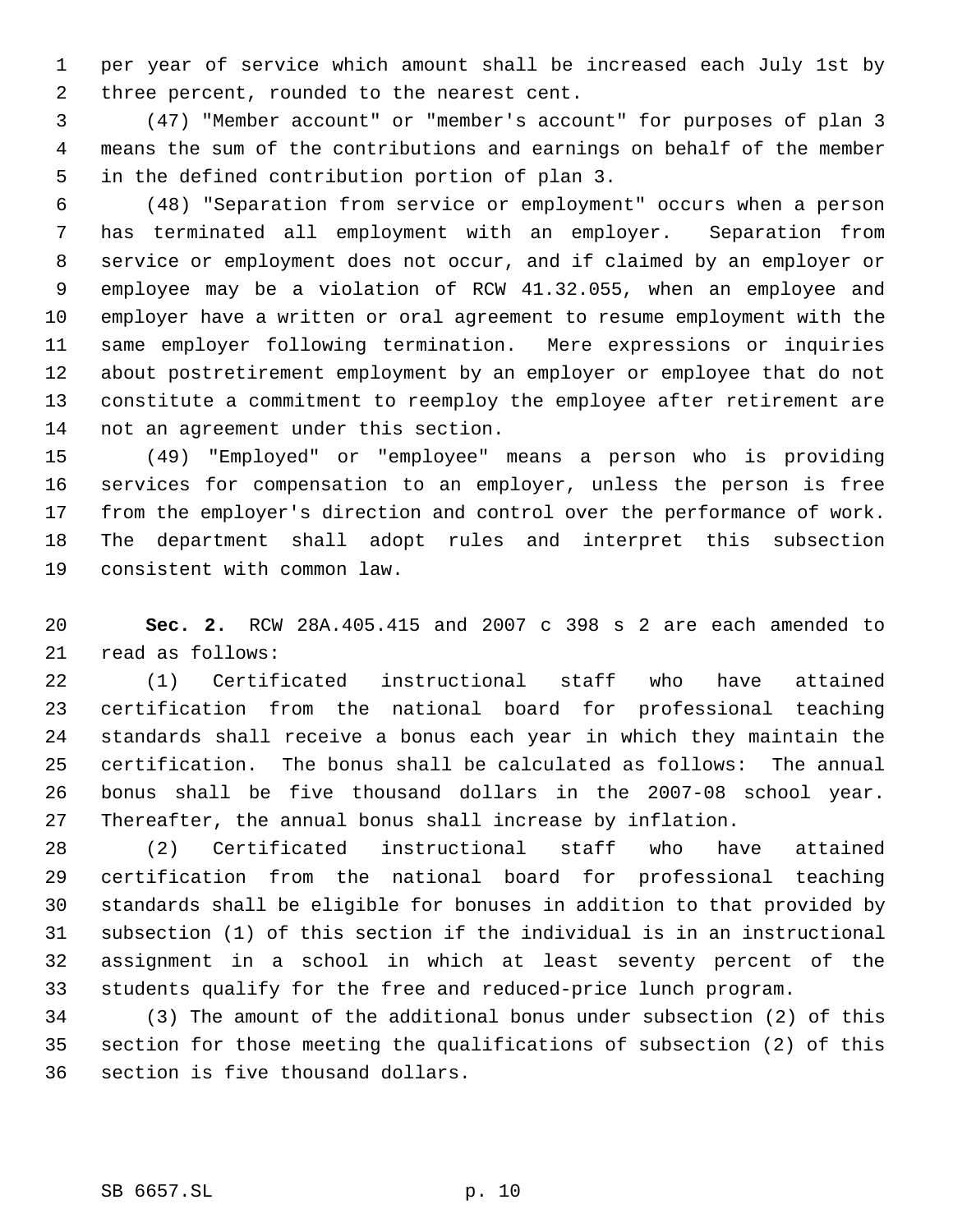per year of service which amount shall be increased each July 1st by three percent, rounded to the nearest cent.

(47) "Member account" or "member's account" for purposes of plan 3 means the sum of the contributions and earnings on behalf of the member in the defined contribution portion of plan 3.

(48) "Separation from service or employment" occurs when a person has terminated all employment with an employer. Separation from service or employment does not occur, and if claimed by an employer or employee may be a violation of RCW 41.32.055, when an employee and employer have a written or oral agreement to resume employment with the same employer following termination. Mere expressions or inquiries about postretirement employment by an employer or employee that do not constitute a commitment to reemploy the employee after retirement are not an agreement under this section.

(49) "Employed" or "employee" means a person who is providing services for compensation to an employer, unless the person is free from the employer's direction and control over the performance of work. The department shall adopt rules and interpret this subsection consistent with common law.

**Sec. 2.** RCW 28A.405.415 and 2007 c 398 s 2 are each amended to read as follows:

(1) Certificated instructional staff who have attained certification from the national board for professional teaching standards shall receive a bonus each year in which they maintain the certification. The bonus shall be calculated as follows: The annual bonus shall be five thousand dollars in the 2007-08 school year. Thereafter, the annual bonus shall increase by inflation.

(2) Certificated instructional staff who have attained certification from the national board for professional teaching standards shall be eligible for bonuses in addition to that provided by subsection (1) of this section if the individual is in an instructional assignment in a school in which at least seventy percent of the students qualify for the free and reduced-price lunch program.

(3) The amount of the additional bonus under subsection (2) of this section for those meeting the qualifications of subsection (2) of this section is five thousand dollars.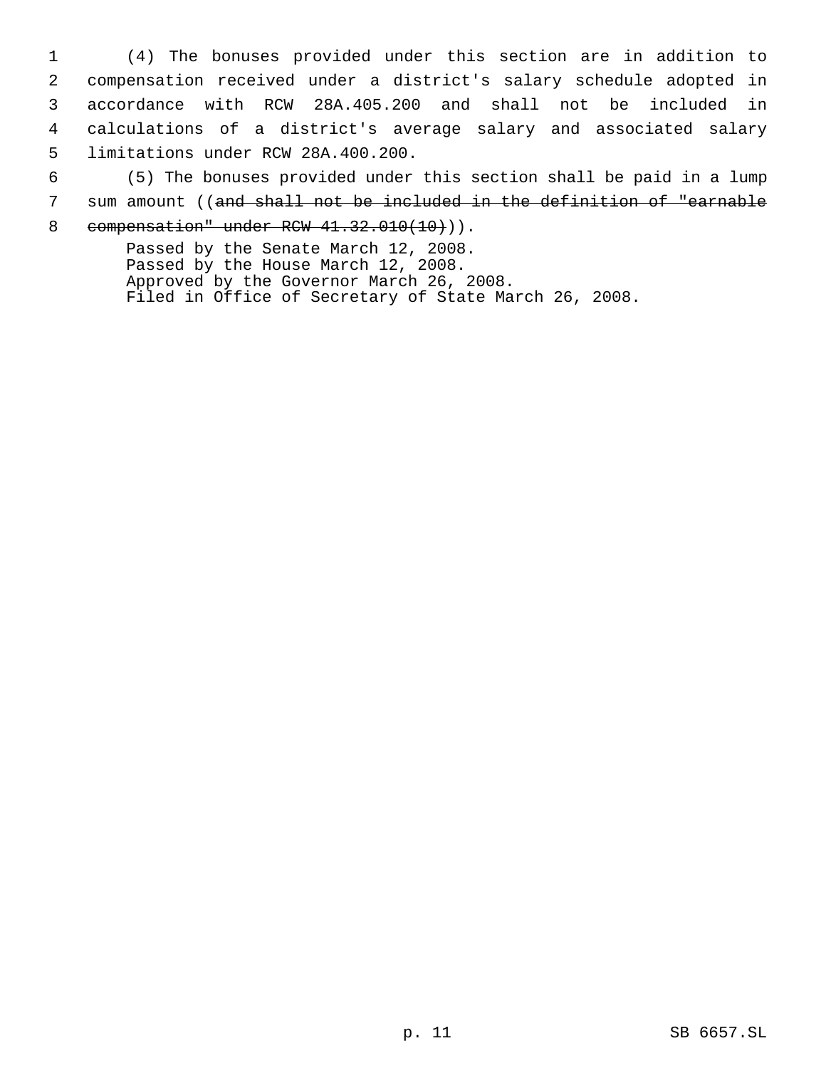(4) The bonuses provided under this section are in addition to compensation received under a district's salary schedule adopted in accordance with RCW 28A.405.200 and shall not be included in calculations of a district's average salary and associated salary limitations under RCW 28A.400.200.

(5) The bonuses provided under this section shall be paid in a lump sum amount ((~~and shall not be included in the definition of "earnable compensation" under RCW 41.32.010(10)~~)).

Passed by the Senate March 12, 2008.
Passed by the House March 12, 2008.
Approved by the Governor March 26, 2008.
Filed in Office of Secretary of State March 26, 2008.